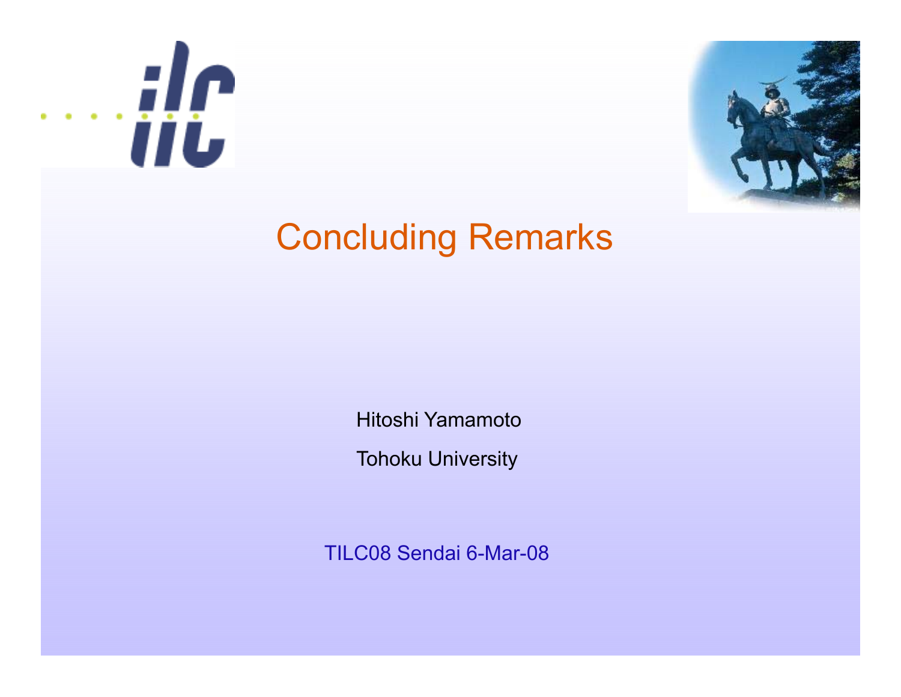# Concluding Remarks

Hitoshi Yamamoto

Tohoku University

TILC08 Sendai 6-Mar-08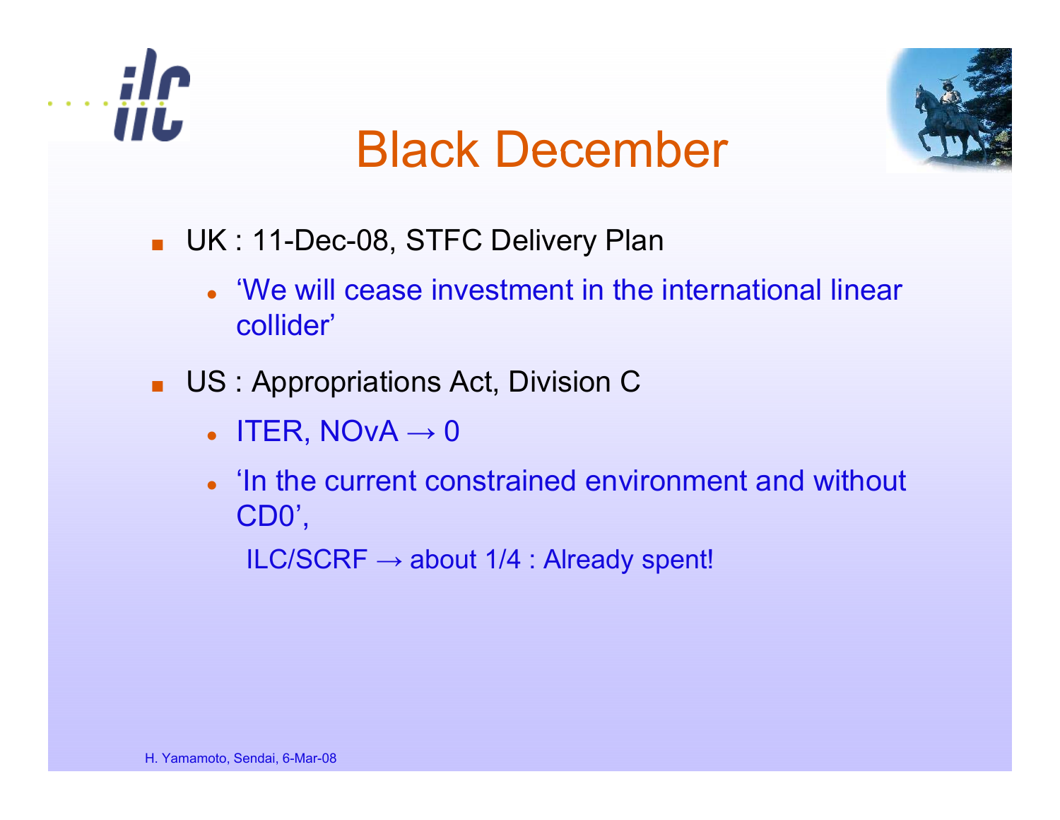# Black December

- UK : 11-Dec-08, STFC Delivery Plan
  - 'We will cease investment in the international linear collider'
- US : Appropriations Act, Division C
  - ITER, NOvA → 0
  - 'In the current constrained environment and without CD0',

    ILC/SCRF → about 1/4 : Already spent!

H. Yamamoto, Sendai, 6-Mar-08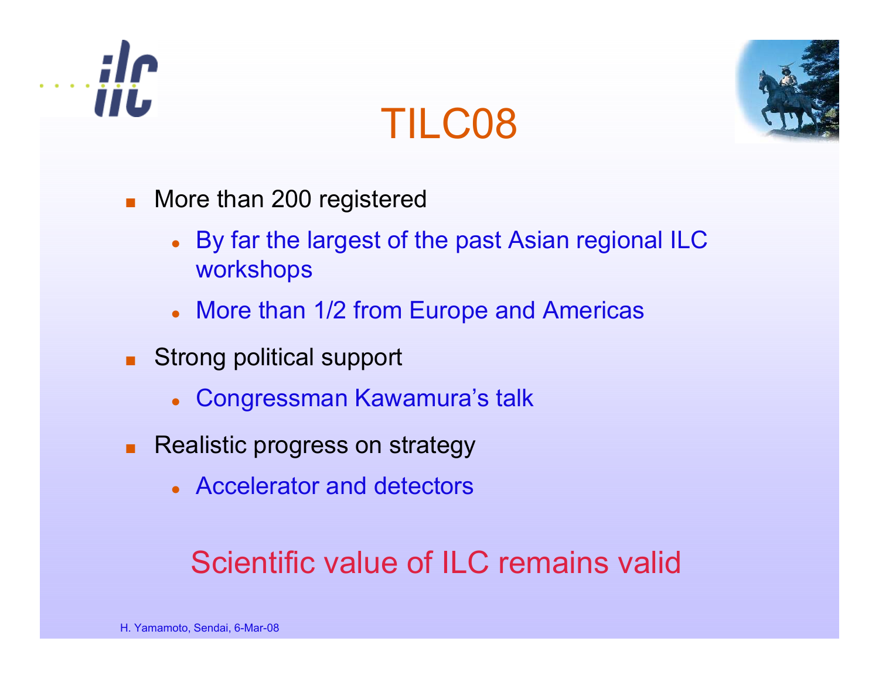# TILC08

- More than 200 registered
  - By far the largest of the past Asian regional ILC workshops
  - More than 1/2 from Europe and Americas
- Strong political support
  - Congressman Kawamura's talk
- Realistic progress on strategy
  - Accelerator and detectors

Scientific value of ILC remains valid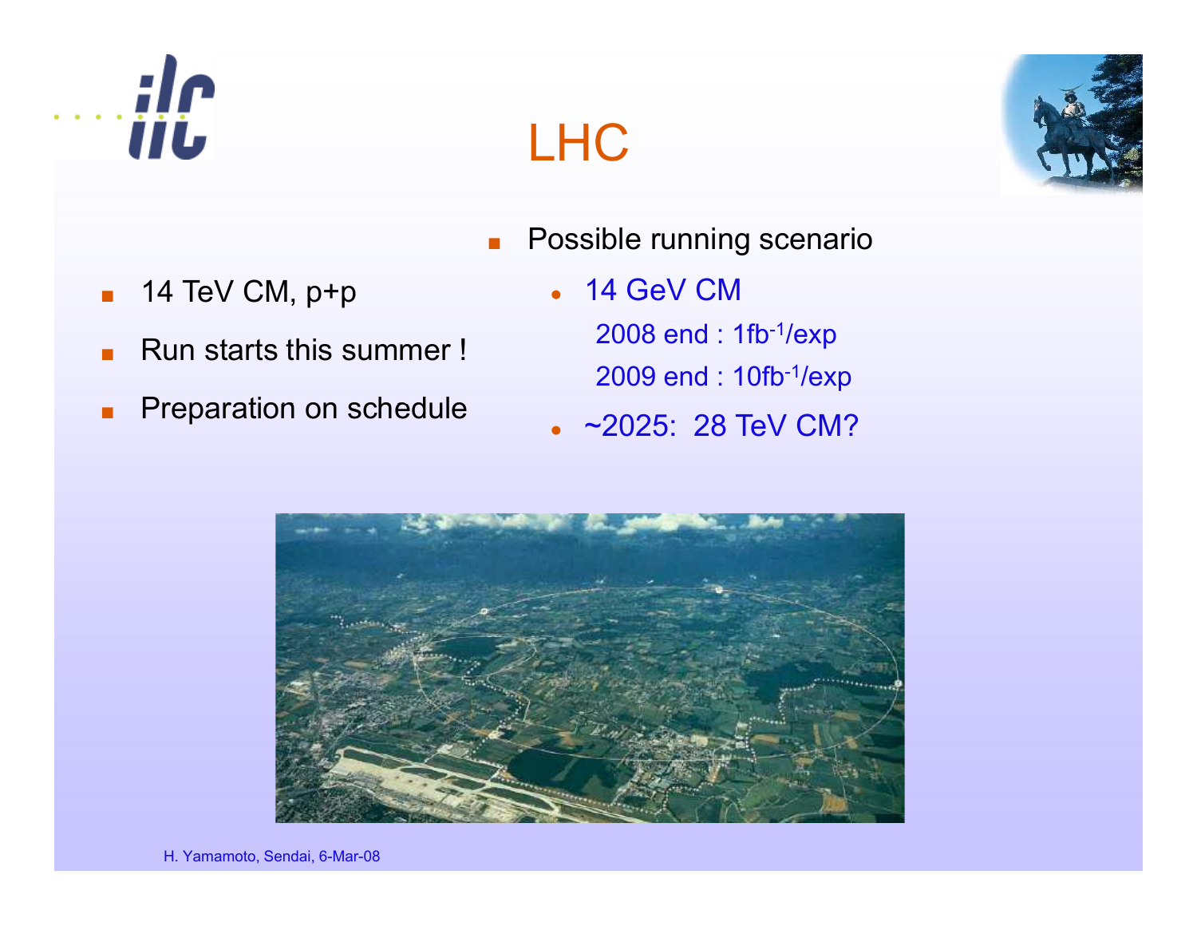# LHC

- 14 TeV CM, p+p
- Run starts this summer !
- Preparation on schedule

- Possible running scenario
  - 14 GeV CM
    
    2008 end : 1fb$^{-1}$/exp
    
    2009 end : 10fb$^{-1}$/exp
  - ~2025:  28 TeV CM?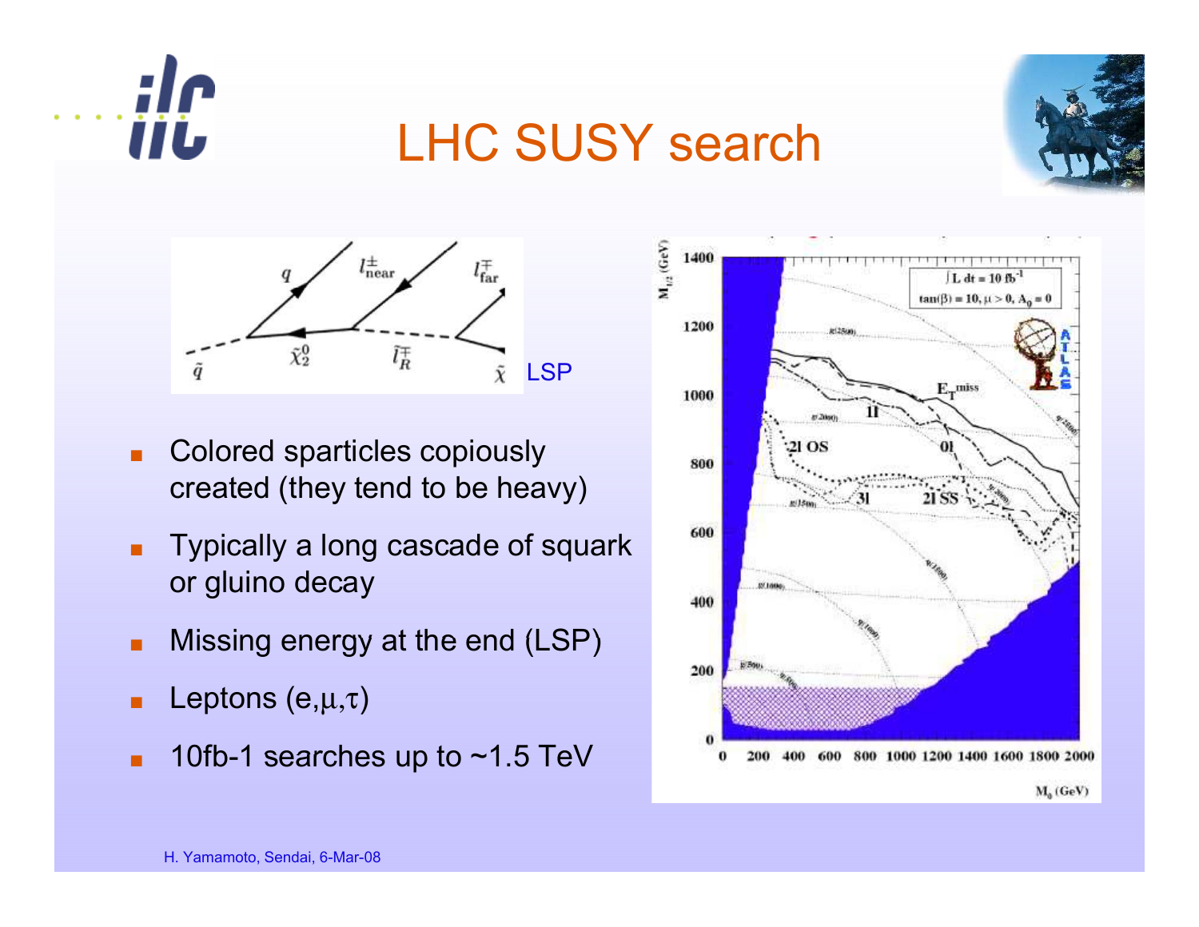# LHC SUSY search

LSP

- Colored sparticles copiously created (they tend to be heavy)
- Typically a long cascade of squark or gluino decay
- Missing energy at the end (LSP)
- Leptons ($e,\mu,\tau$)
- 10fb-1 searches up to ~1.5 TeV

H. Yamamoto, Sendai, 6-Mar-08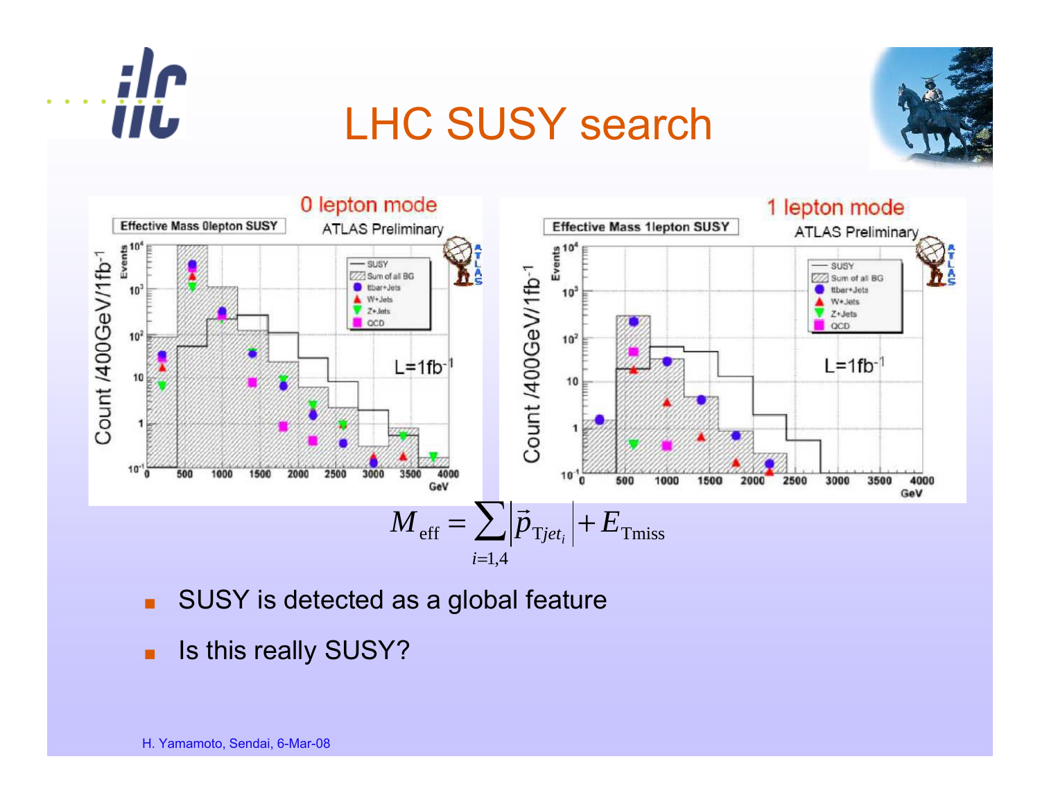# LHC SUSY search

0 lepton mode

1 lepton mode

$$M_{\text{eff}} = \sum_{i=1,4} \left| \vec{p}_{\text{T}jet_i} \right| + E_{\text{Tmiss}}$$

- SUSY is detected as a global feature
- Is this really SUSY?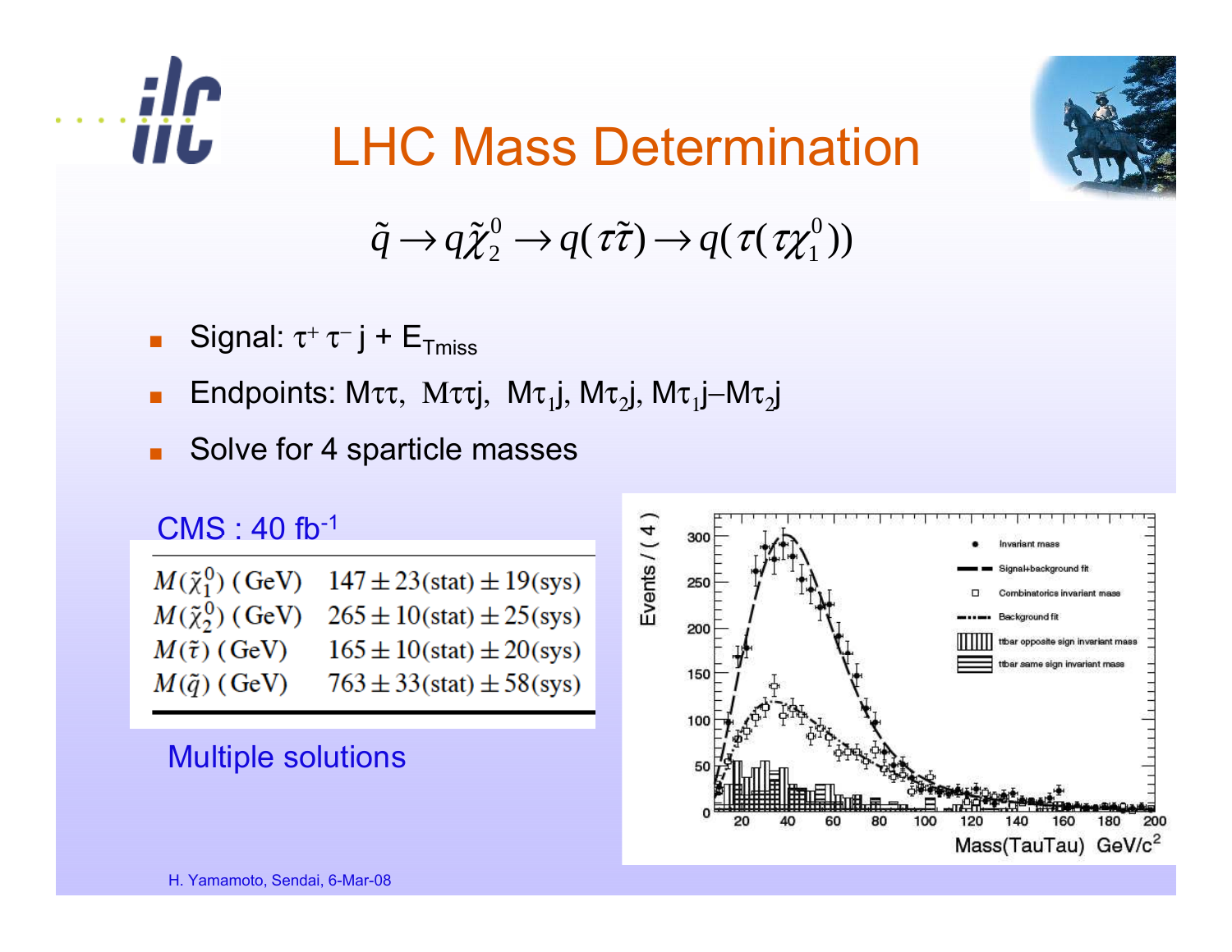# LHC Mass Determination

$$\tilde{q} \rightarrow q\tilde{\chi}_2^0 \rightarrow q(\tau\tilde{\tau}) \rightarrow q(\tau(\tau\chi_1^0))$$

- Signal: $\tau^+ \tau^- j + E_{Tmiss}$
- Endpoints: $M\tau\tau$, $M\tau\tau j$, $M\tau_1 j$, $M\tau_2 j$, $M\tau_1 j$–$M\tau_2 j$
- Solve for 4 sparticle masses

CMS : 40 fb$^{-1}$

| | |
|---|---|
| $M(\tilde{\chi}_1^0)$ (GeV) | $147 \pm 23(\text{stat}) \pm 19(\text{sys})$ |
| $M(\tilde{\chi}_2^0)$ (GeV) | $265 \pm 10(\text{stat}) \pm 25(\text{sys})$ |
| $M(\tilde{\tau})$ (GeV) | $165 \pm 10(\text{stat}) \pm 20(\text{sys})$ |
| $M(\tilde{q})$ (GeV) | $763 \pm 33(\text{stat}) \pm 58(\text{sys})$ |

Multiple solutions

H. Yamamoto, Sendai, 6-Mar-08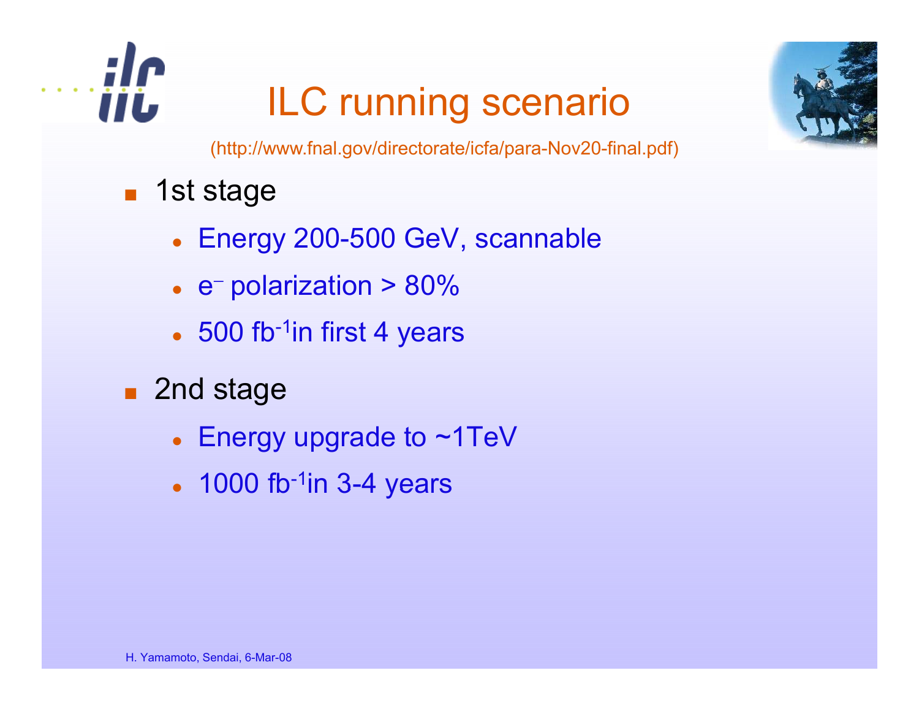# ILC running scenario

(http://www.fnal.gov/directorate/icfa/para-Nov20-final.pdf)

- 1st stage
  - Energy 200-500 GeV, scannable
  - $e^-$ polarization > 80%
  - 500 $fb^{-1}$ in first 4 years
- 2nd stage
  - Energy upgrade to ~1TeV
  - 1000 $fb^{-1}$ in 3-4 years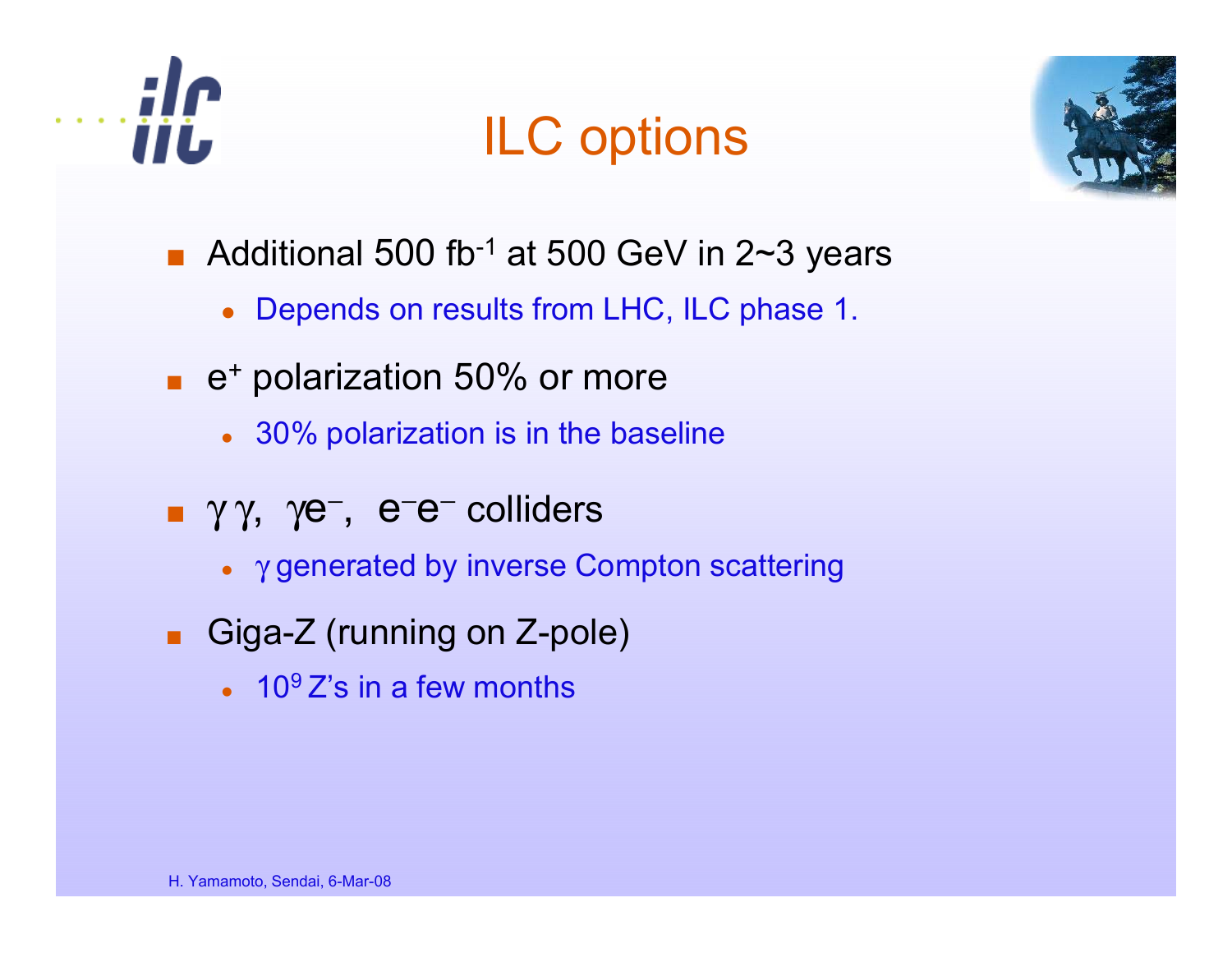# ILC options

- Additional 500 $fb^{-1}$ at 500 GeV in 2~3 years
  - Depends on results from LHC, ILC phase 1.
- $e^+$ polarization 50% or more
  - 30% polarization is in the baseline
- $\gamma\gamma$, $\gamma e^-$, $e^-e^-$ colliders
  - $\gamma$ generated by inverse Compton scattering
- Giga-Z (running on Z-pole)
  - $10^9$ Z's in a few months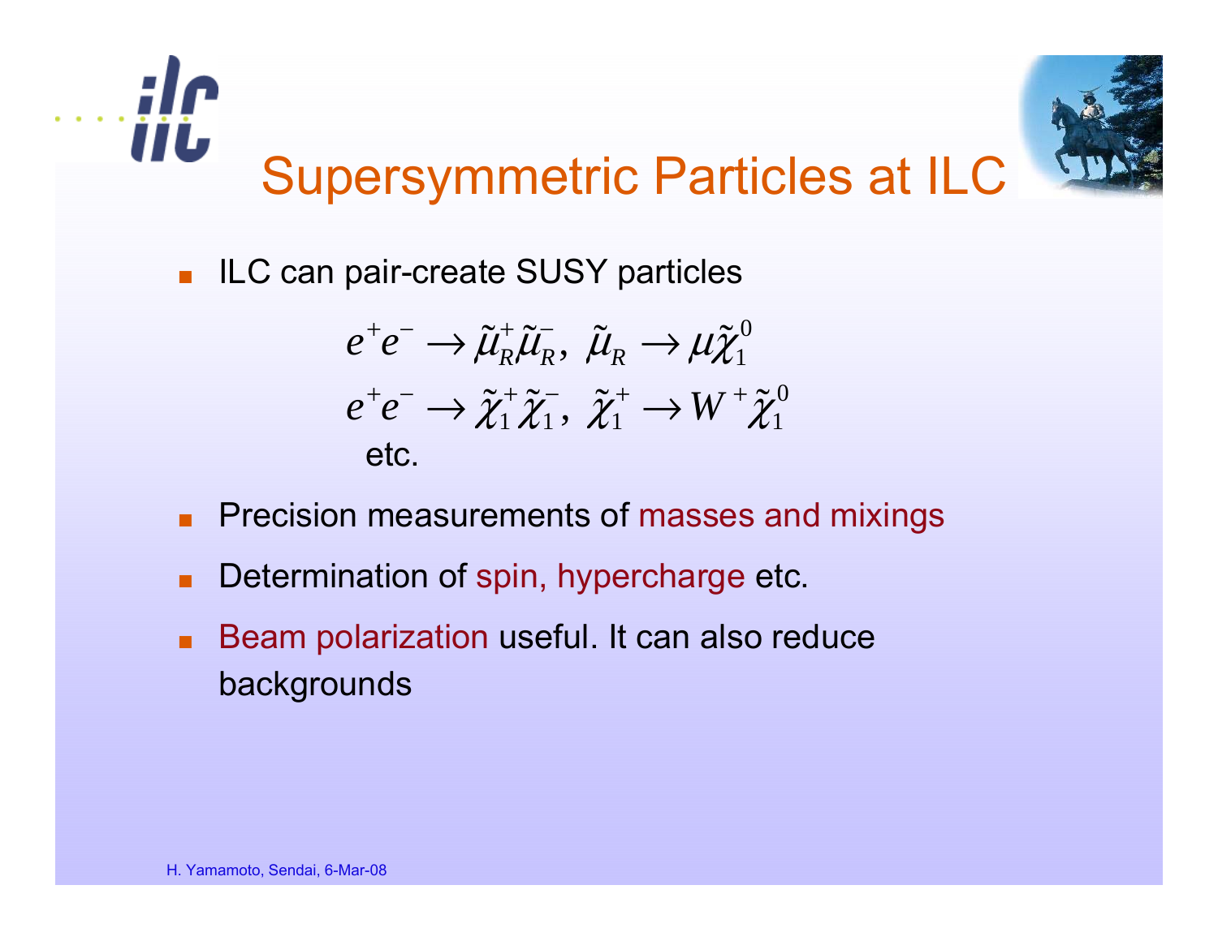# Supersymmetric Particles at ILC

- ILC can pair-create SUSY particles

$$e^+e^- \rightarrow \tilde{\mu}_R^+\tilde{\mu}_R^-,\ \tilde{\mu}_R \rightarrow \mu\tilde{\chi}_1^0$$

$$e^+e^- \rightarrow \tilde{\chi}_1^+\tilde{\chi}_1^-,\ \tilde{\chi}_1^+ \rightarrow W^+\tilde{\chi}_1^0$$

etc.

- Precision measurements of masses and mixings
- Determination of spin, hypercharge etc.
- Beam polarization useful. It can also reduce backgrounds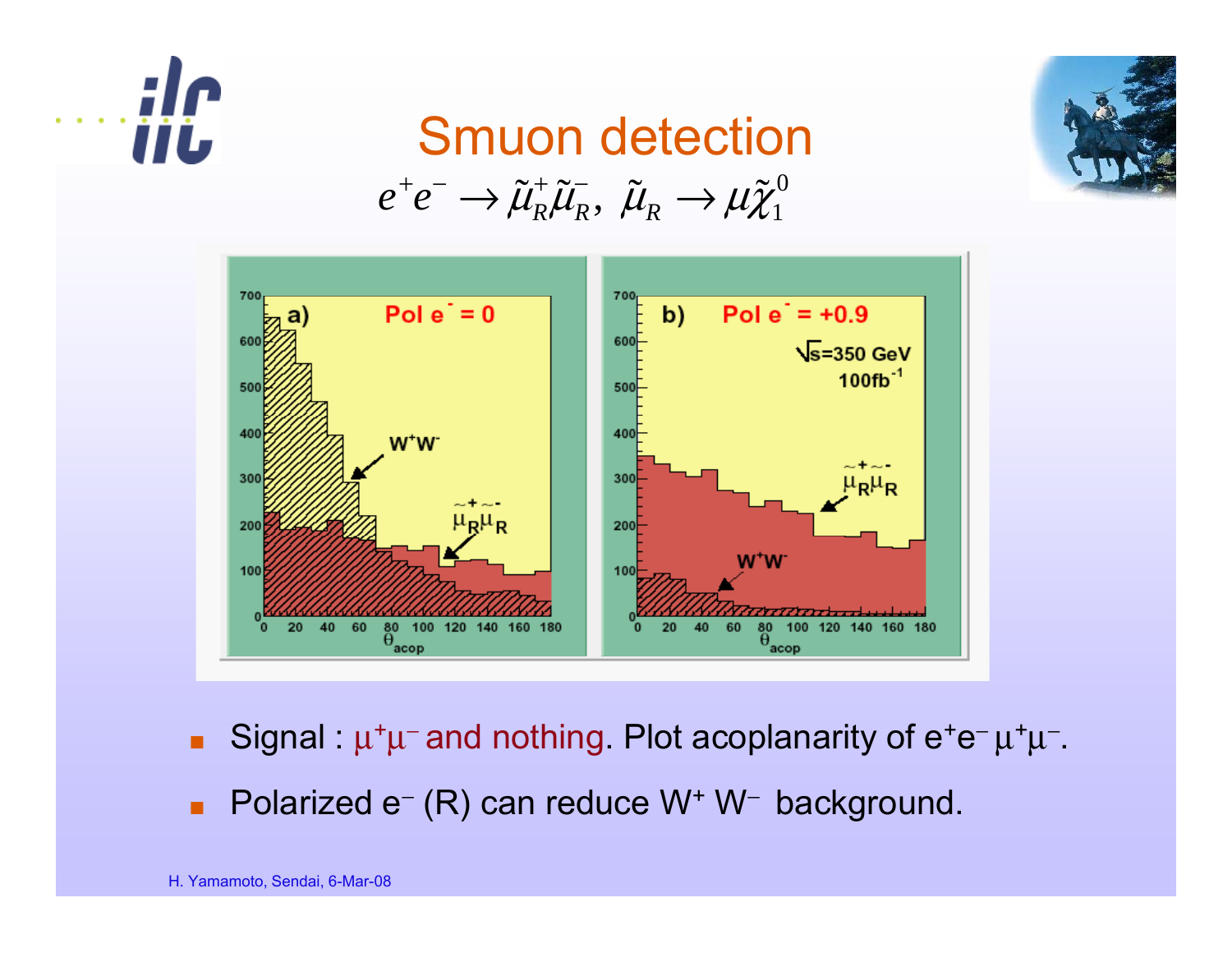# Smuon detection

$$e^+e^- \rightarrow \tilde{\mu}_R^+\tilde{\mu}_R^-,\ \tilde{\mu}_R \rightarrow \mu\tilde{\chi}_1^0$$

- Signal : $\mu^+\mu^-$ and nothing. Plot acoplanarity of $e^+e^- \mu^+\mu^-$.
- Polarized $e^-$ (R) can reduce $W^+ W^-$ background.

H. Yamamoto, Sendai, 6-Mar-08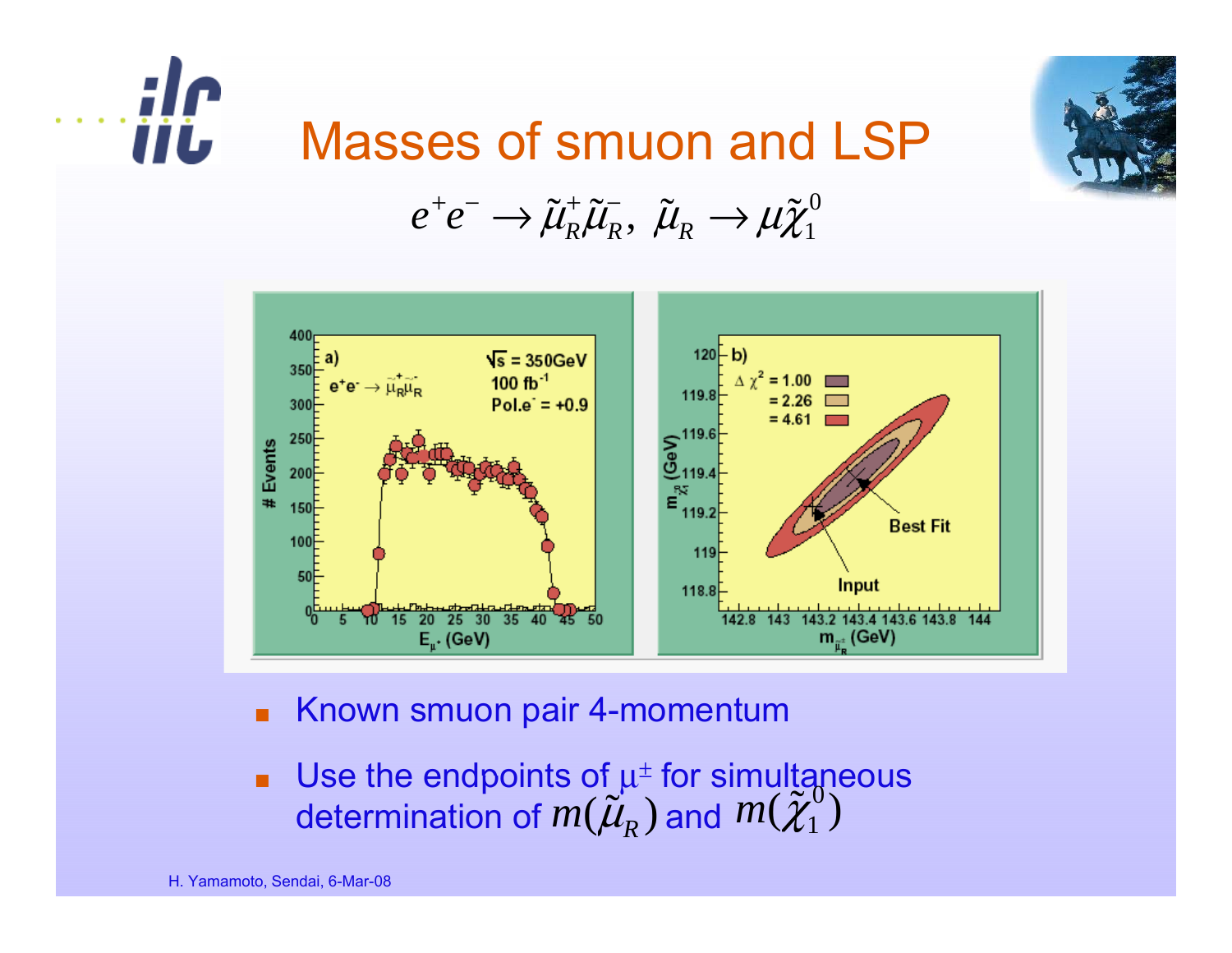# Masses of smuon and LSP

$$e^+e^- \rightarrow \tilde{\mu}_R^+\tilde{\mu}_R^-,\ \tilde{\mu}_R \rightarrow \mu\tilde{\chi}_1^0$$

- Known smuon pair 4-momentum
- Use the endpoints of $\mu^\pm$ for simultaneous determination of $m(\tilde{\mu}_R)$ and $m(\tilde{\chi}_1^0)$

H. Yamamoto, Sendai, 6-Mar-08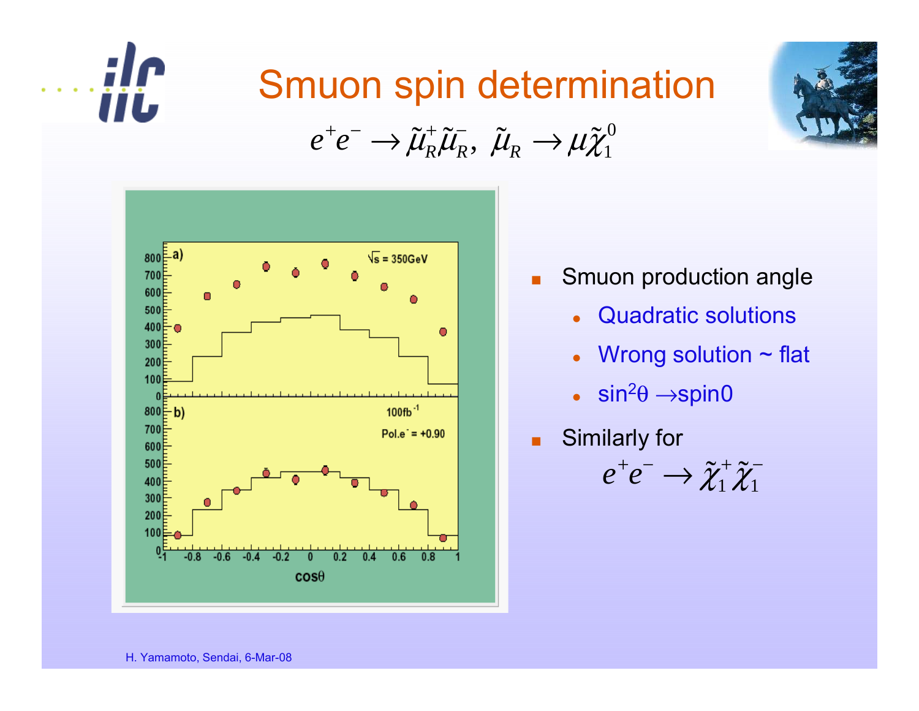# Smuon spin determination

$$e^+e^- \to \tilde{\mu}_R^+\tilde{\mu}_R^-,\ \tilde{\mu}_R \to \mu\tilde{\chi}_1^0$$

- Smuon production angle
  - Quadratic solutions
  - Wrong solution ~ flat
  - $\sin^2\theta \to$ spin0
- Similarly for

$$e^+e^- \to \tilde{\chi}_1^+\tilde{\chi}_1^-$$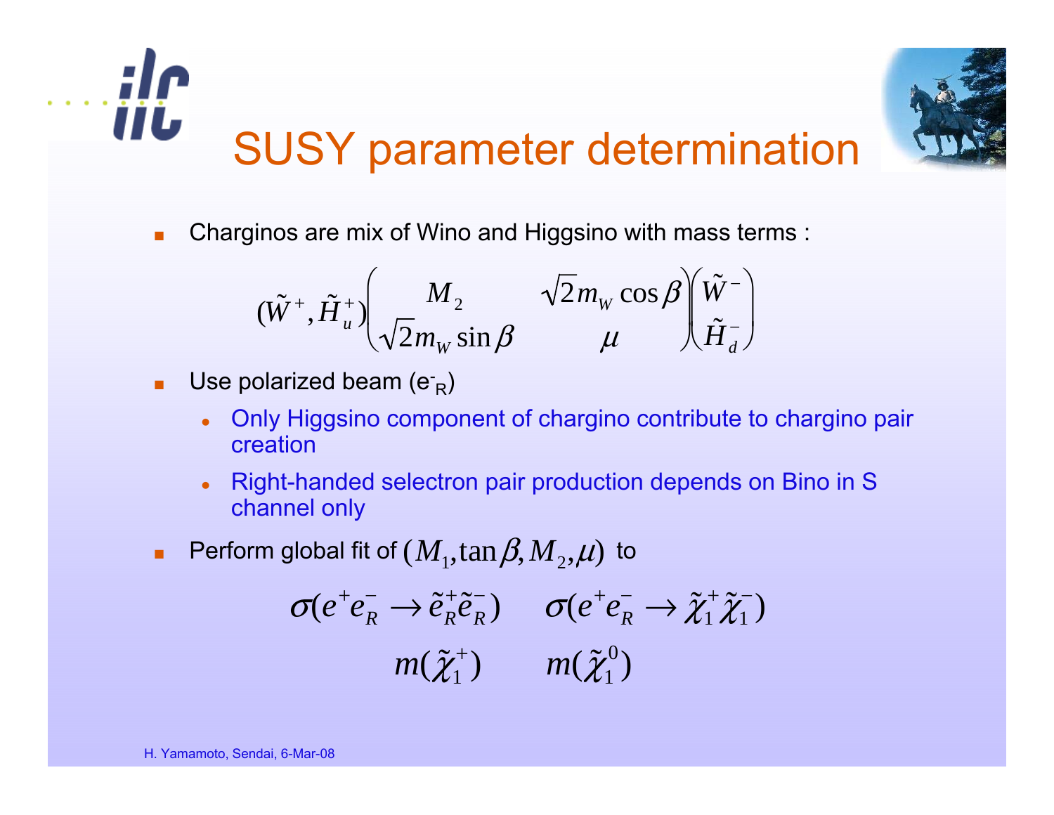# SUSY parameter determination

- Charginos are mix of Wino and Higgsino with mass terms :

$$(\tilde{W}^+, \tilde{H}_u^+)\begin{pmatrix} M_2 & \sqrt{2}m_W \cos\beta \\ \sqrt{2}m_W \sin\beta & \mu \end{pmatrix}\begin{pmatrix} \tilde{W}^- \\ \tilde{H}_d^- \end{pmatrix}$$

- Use polarized beam ($e^-_R$)
  - Only Higgsino component of chargino contribute to chargino pair creation
  - Right-handed selectron pair production depends on Bino in S channel only
- Perform global fit of $(M_1, \tan\beta, M_2, \mu)$ to

$$\sigma(e^+e^-_R \to \tilde{e}^+_R\tilde{e}^-_R) \qquad \sigma(e^+e^-_R \to \tilde{\chi}^+_1\tilde{\chi}^-_1)$$

$$m(\tilde{\chi}^+_1) \qquad m(\tilde{\chi}^0_1)$$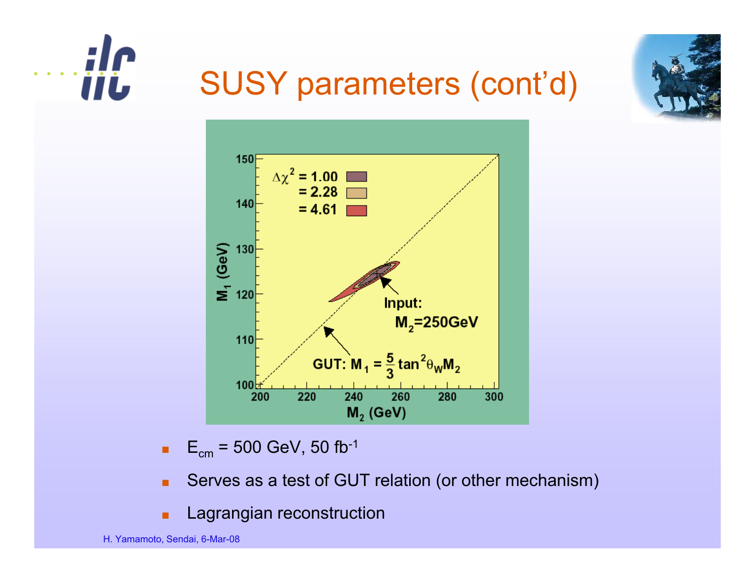# SUSY parameters (cont'd)

- $E_{cm}$ = 500 GeV, 50 $fb^{-1}$
- Serves as a test of GUT relation (or other mechanism)
- Lagrangian reconstruction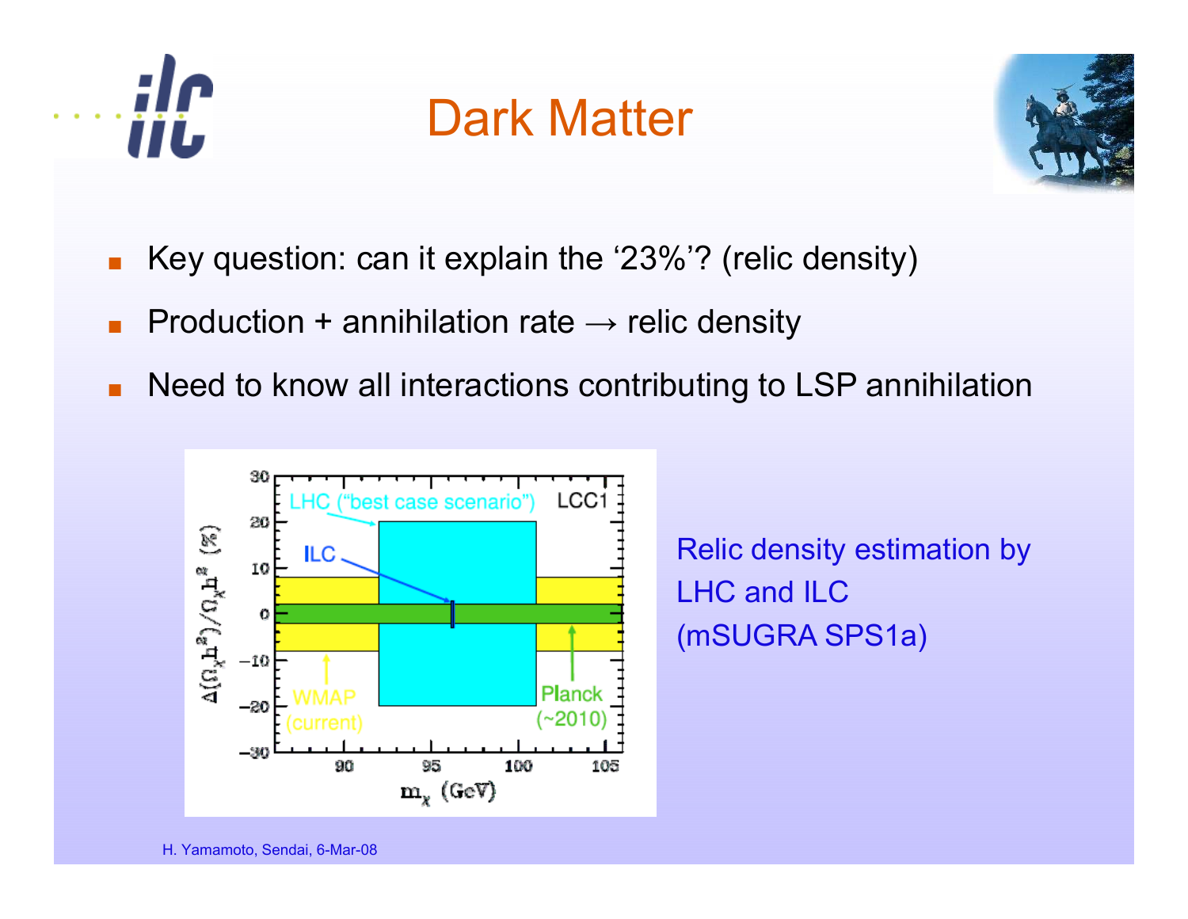# Dark Matter

- Key question: can it explain the '23%'? (relic density)
- Production + annihilation rate → relic density
- Need to know all interactions contributing to LSP annihilation

Relic density estimation by LHC and ILC (mSUGRA SPS1a)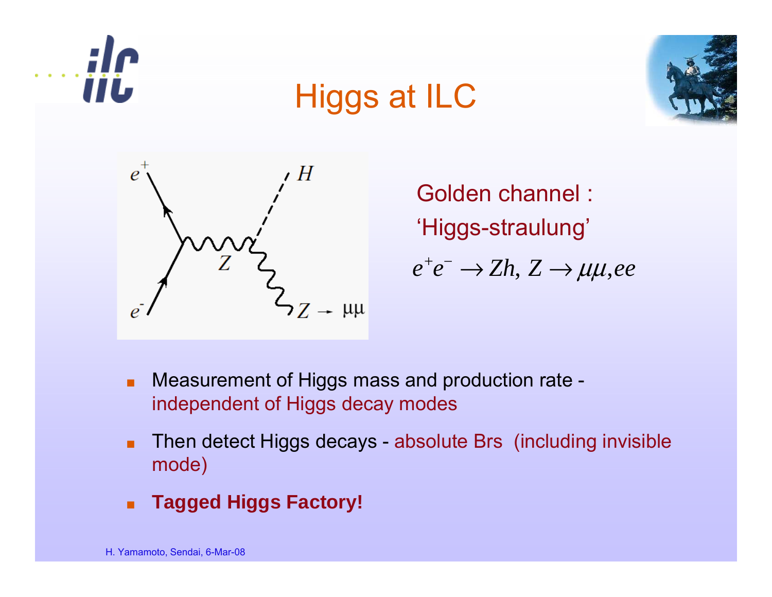# Higgs at ILC

Golden channel :

'Higgs-straulung'

$$e^+e^- \rightarrow Zh,\ Z \rightarrow \mu\mu, ee$$

- Measurement of Higgs mass and production rate - independent of Higgs decay modes
- Then detect Higgs decays - absolute Brs (including invisible mode)
- **Tagged Higgs Factory!**

H. Yamamoto, Sendai, 6-Mar-08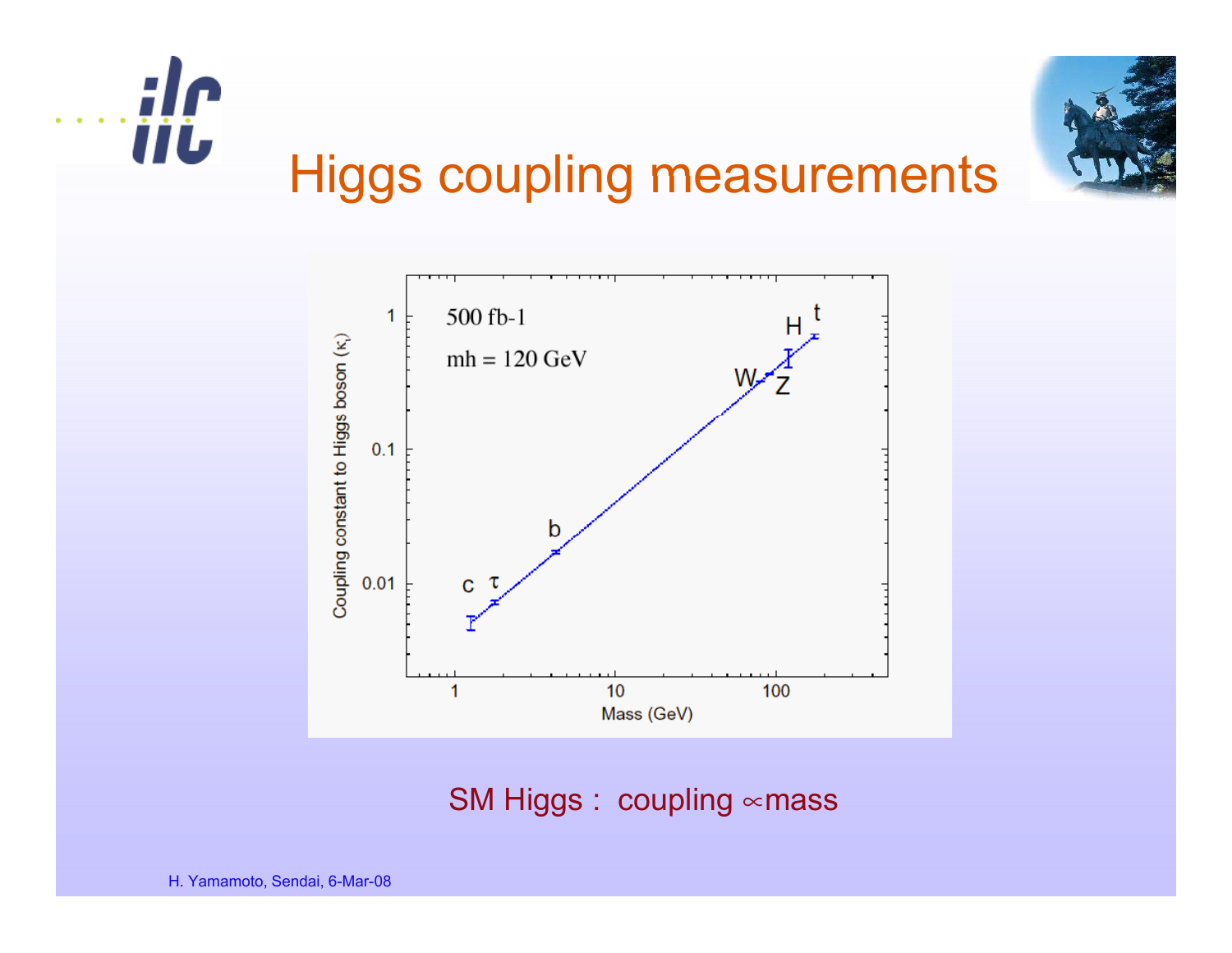# Higgs coupling measurements

SM Higgs : coupling $\propto$mass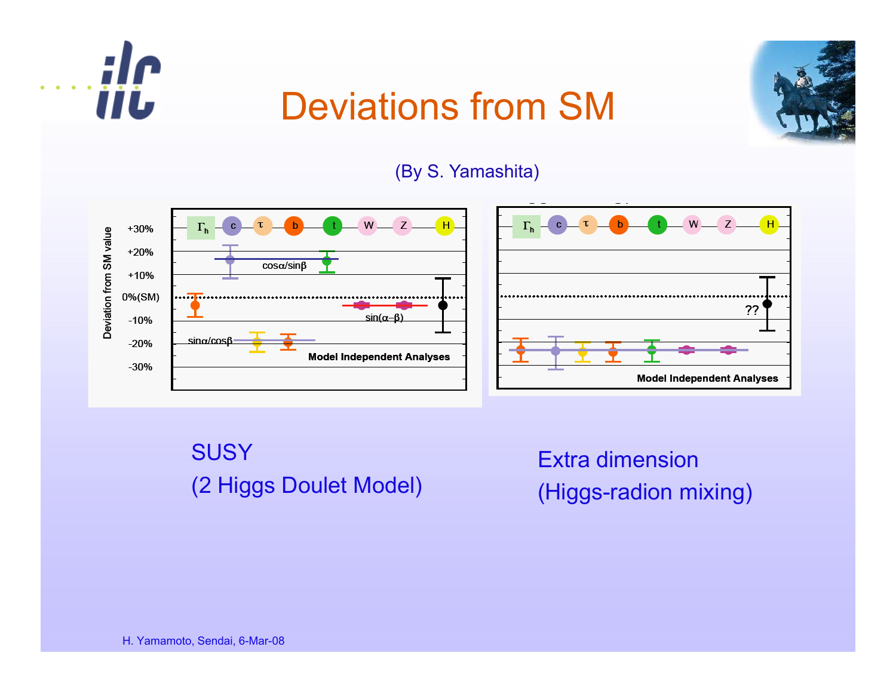# Deviations from SM

(By S. Yamashita)

SUSY
(2 Higgs Doulet Model)

Extra dimension
(Higgs-radion mixing)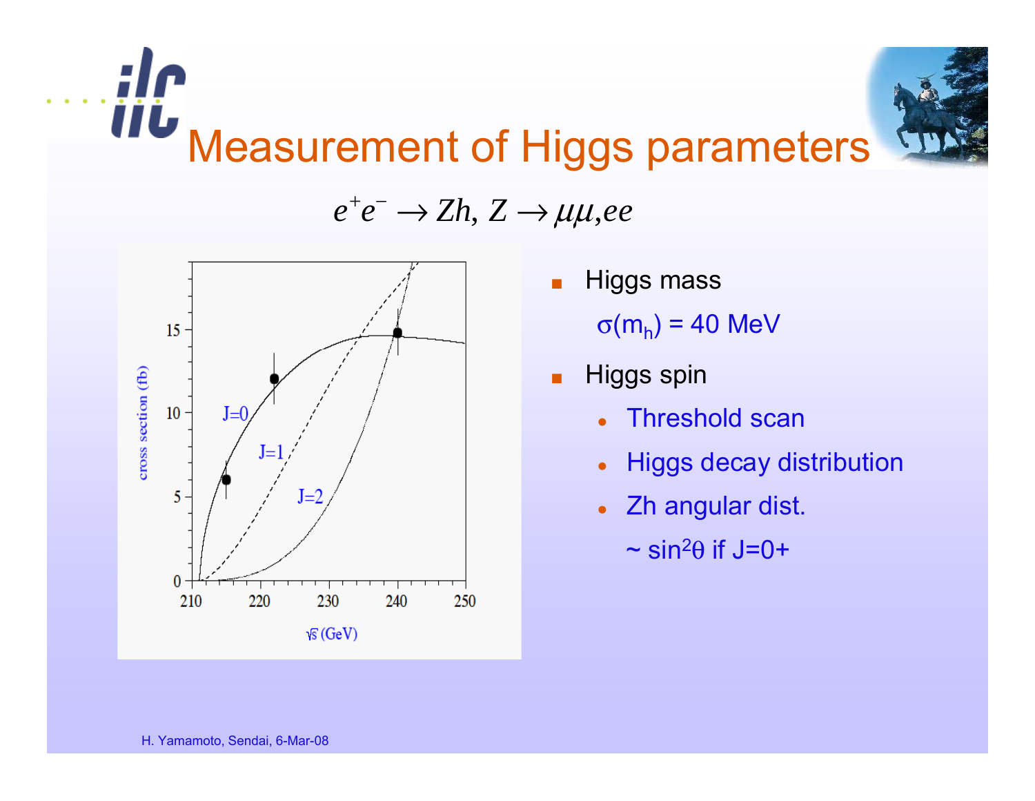# Measurement of Higgs parameters

$$e^+e^- \to Zh,\ Z \to \mu\mu, ee$$

- Higgs mass
  - $\sigma(m_h)$ = 40 MeV
- Higgs spin
  - Threshold scan
  - Higgs decay distribution
  - Zh angular dist.
    - ~ $\sin^2\theta$ if J=0+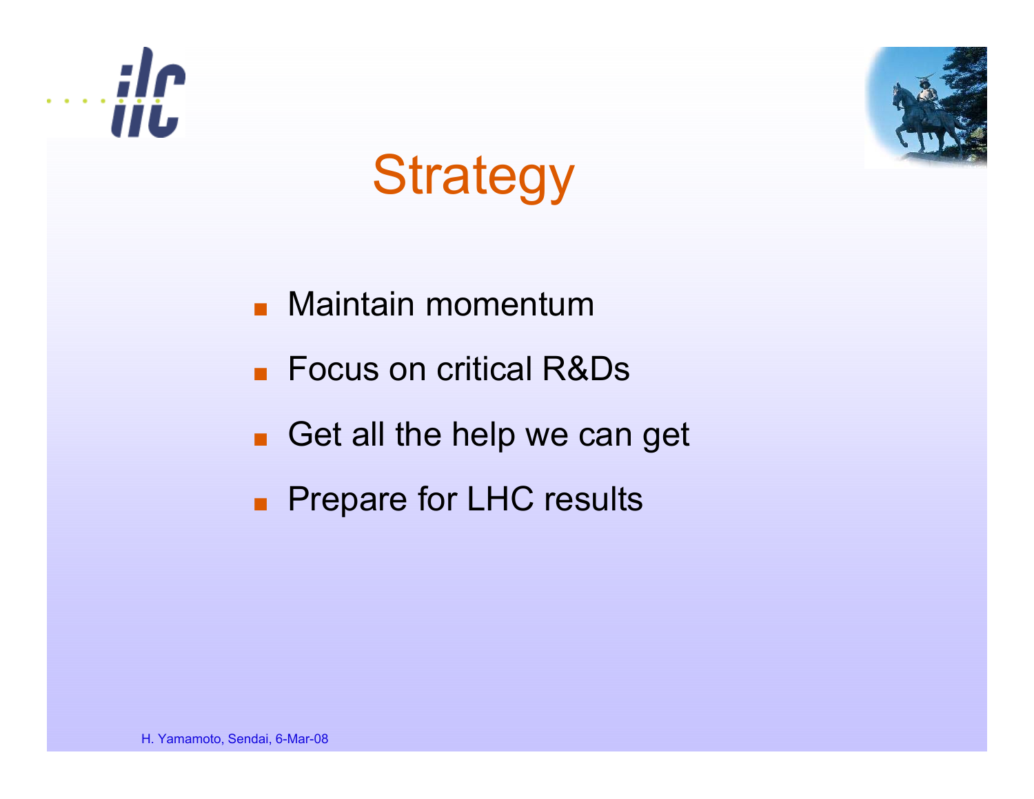# Strategy

- Maintain momentum
- Focus on critical R&Ds
- Get all the help we can get
- Prepare for LHC results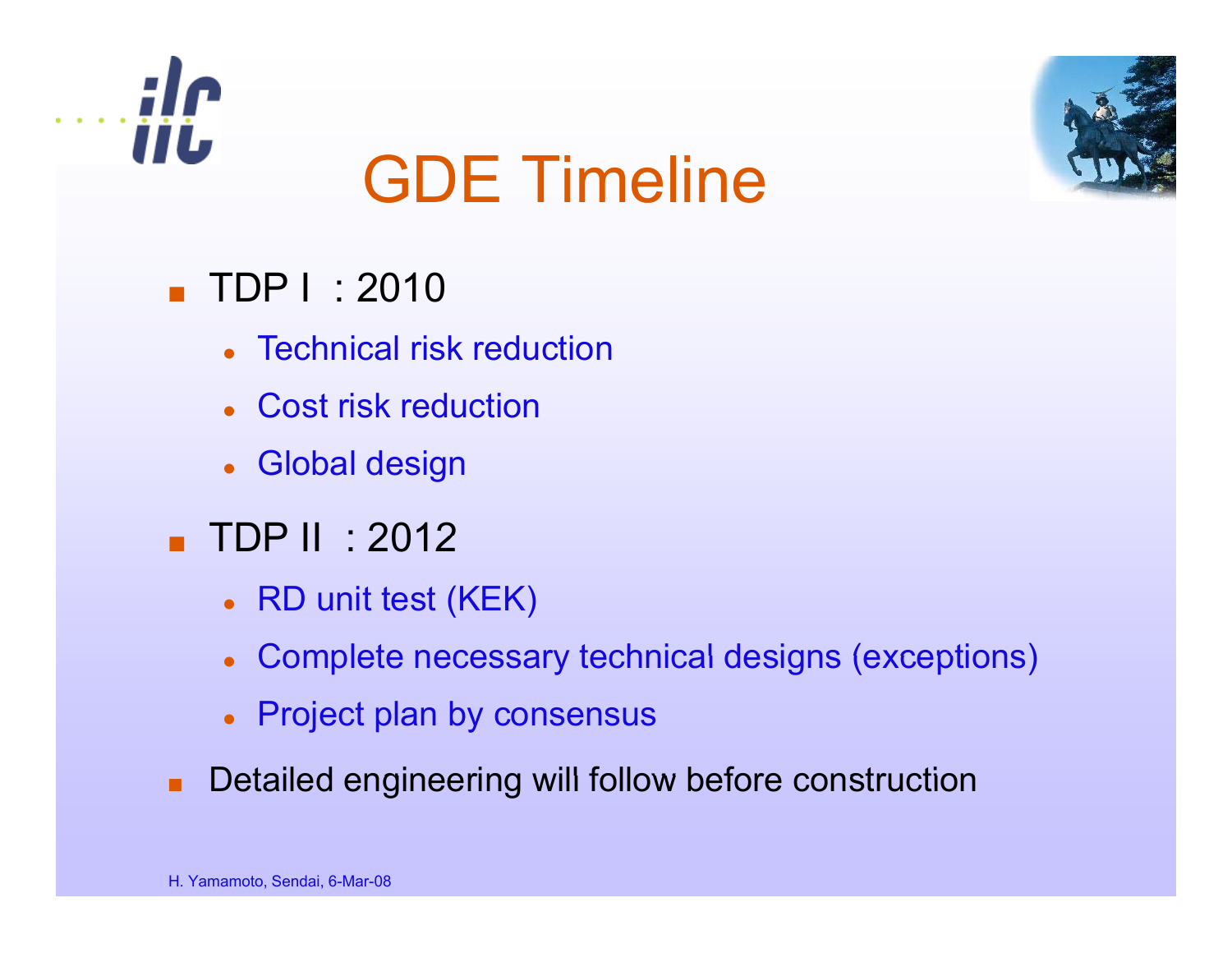# GDE Timeline

- TDP I : 2010
  - Technical risk reduction
  - Cost risk reduction
  - Global design
- TDP II : 2012
  - RD unit test (KEK)
  - Complete necessary technical designs (exceptions)
  - Project plan by consensus
- Detailed engineering will follow before construction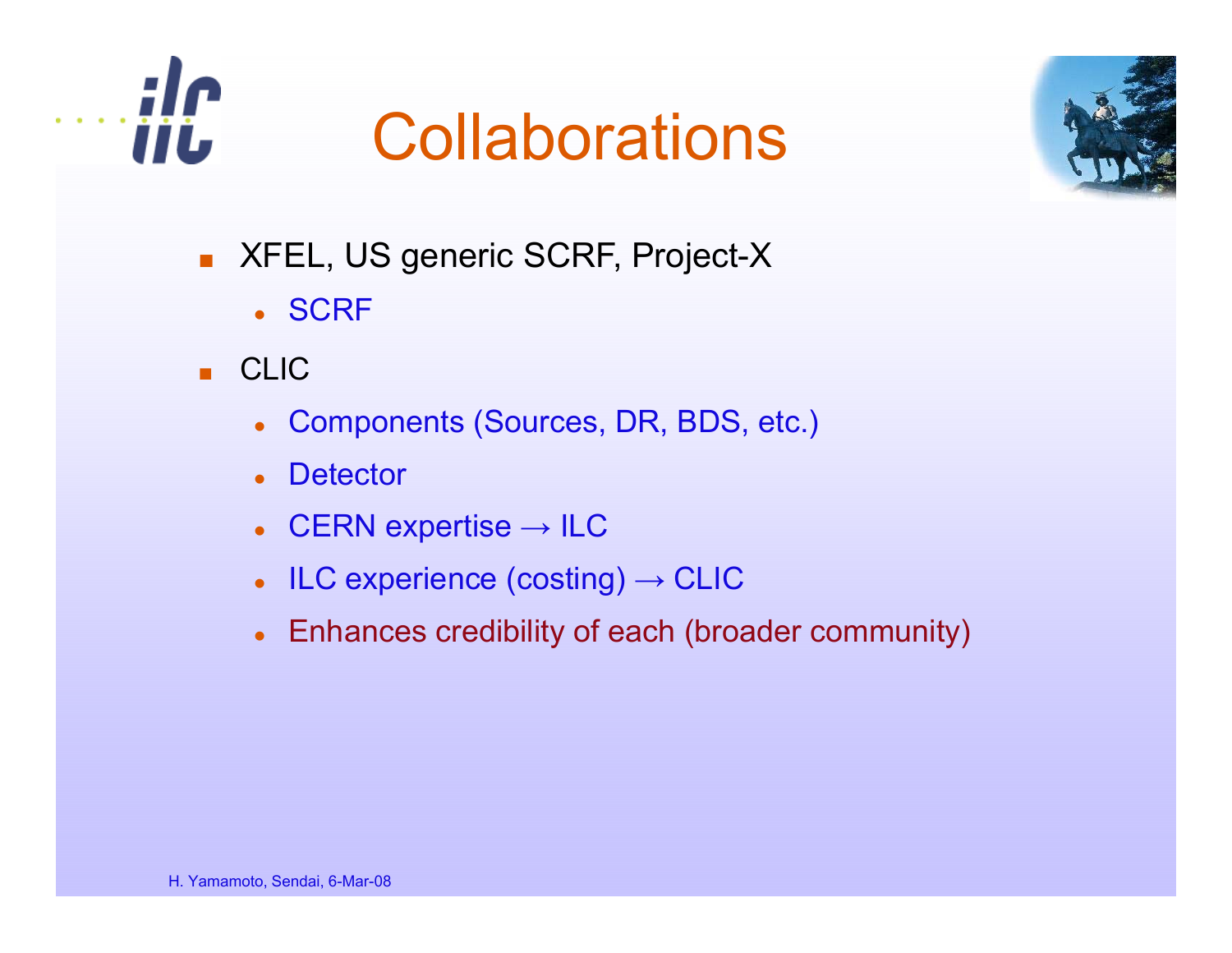# Collaborations

- XFEL, US generic SCRF, Project-X
  - SCRF
- CLIC
  - Components (Sources, DR, BDS, etc.)
  - Detector
  - CERN expertise → ILC
  - ILC experience (costing) → CLIC
  - Enhances credibility of each (broader community)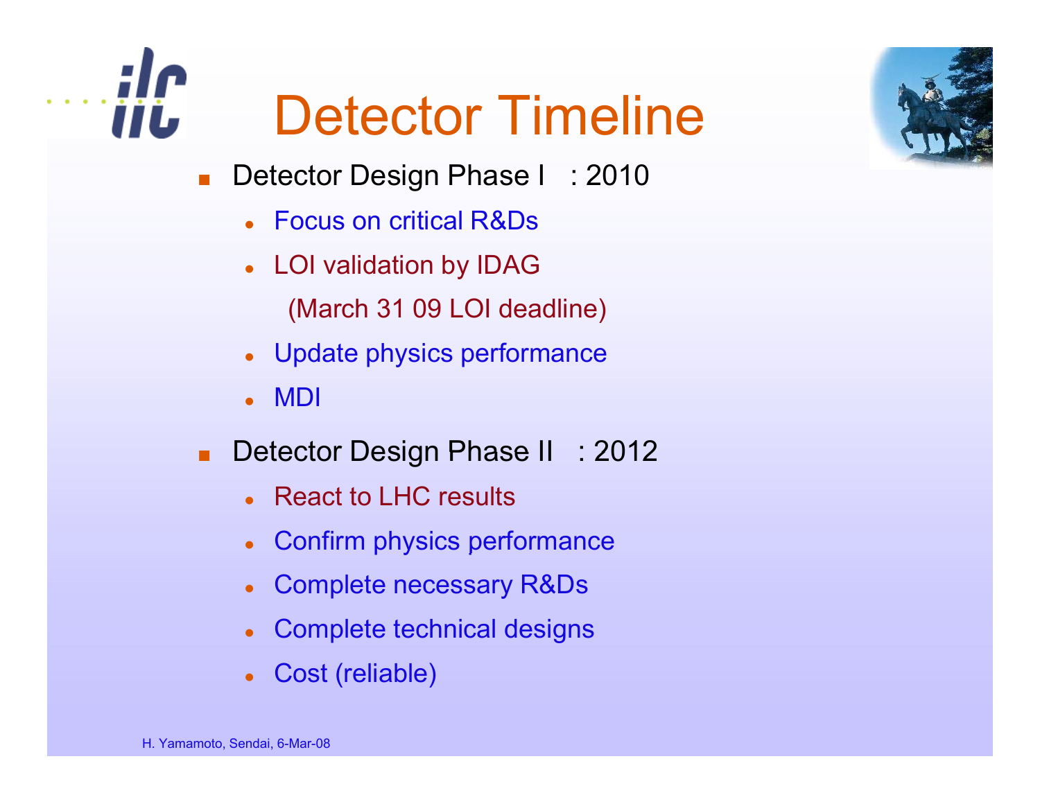# Detector Timeline

- Detector Design Phase I : 2010
  - Focus on critical R&Ds
  - LOI validation by IDAG
    (March 31 09 LOI deadline)
  - Update physics performance
  - MDI
- Detector Design Phase II : 2012
  - React to LHC results
  - Confirm physics performance
  - Complete necessary R&Ds
  - Complete technical designs
  - Cost (reliable)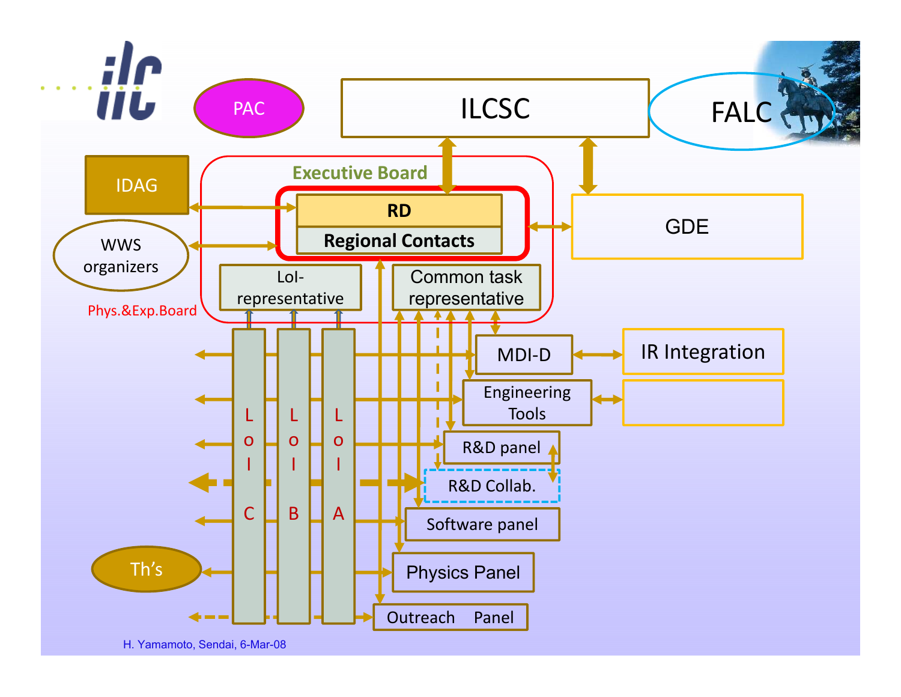PAC

ILCSC

FALC

IDAG

Executive Board

RD

Regional Contacts

GDE

WWS organizers

LoI-representative

Common task representative

Phys.&Exp.Board

MDI-D

IR Integration

Engineering Tools

R&D panel

R&D Collab.

Software panel

Physics Panel

Outreach Panel

LoI C

LoI B

LoI A

Th's

H. Yamamoto, Sendai, 6-Mar-08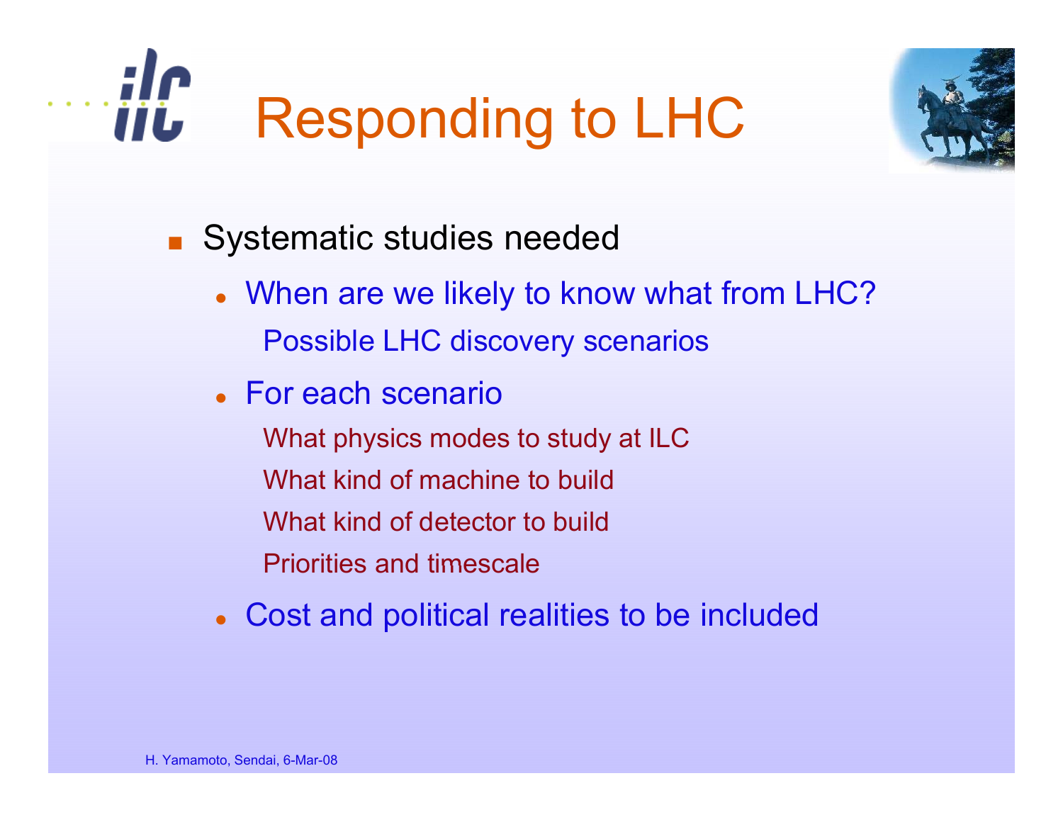# Responding to LHC

- Systematic studies needed
  - When are we likely to know what from LHC?
    - Possible LHC discovery scenarios
  - For each scenario
    - What physics modes to study at ILC
    - What kind of machine to build
    - What kind of detector to build
    - Priorities and timescale
  - Cost and political realities to be included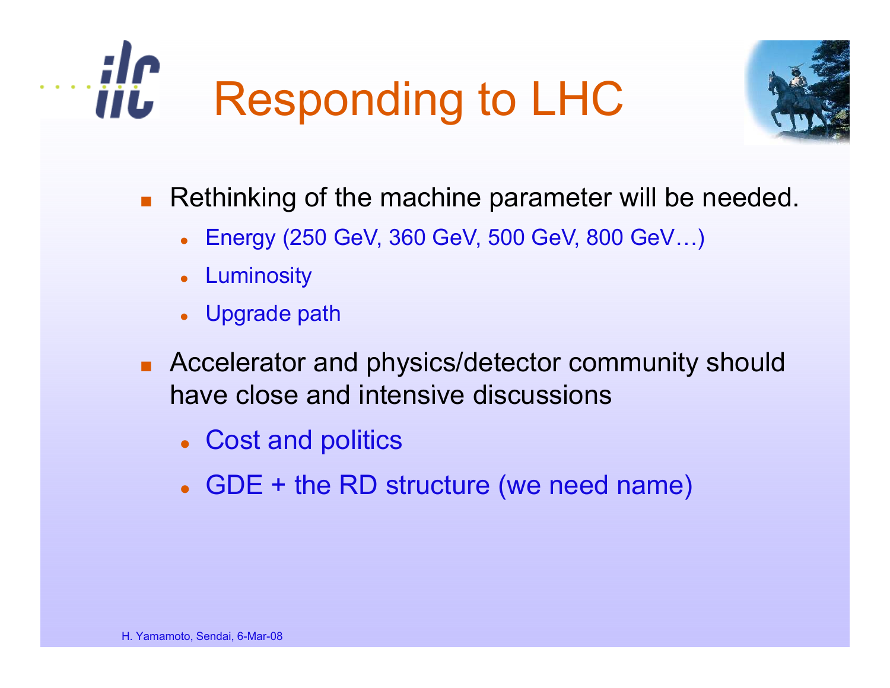# Responding to LHC

- Rethinking of the machine parameter will be needed.
  - Energy (250 GeV, 360 GeV, 500 GeV, 800 GeV…)
  - Luminosity
  - Upgrade path
- Accelerator and physics/detector community should have close and intensive discussions
  - Cost and politics
  - GDE + the RD structure (we need name)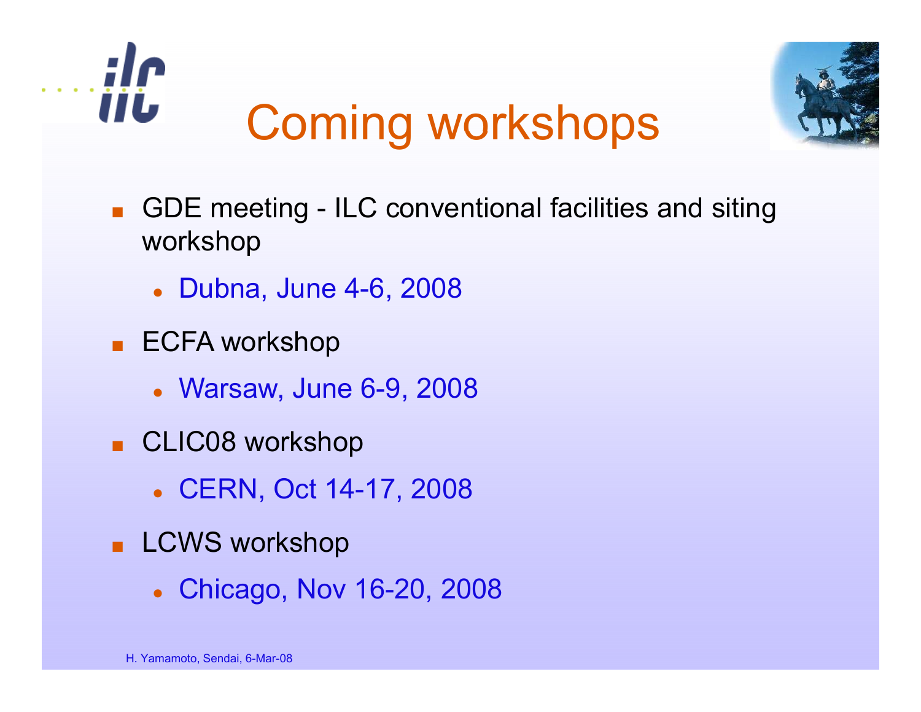# Coming workshops

- GDE meeting - ILC conventional facilities and siting workshop
  - Dubna, June 4-6, 2008
- ECFA workshop
  - Warsaw, June 6-9, 2008
- CLIC08 workshop
  - CERN, Oct 14-17, 2008
- LCWS workshop
  - Chicago, Nov 16-20, 2008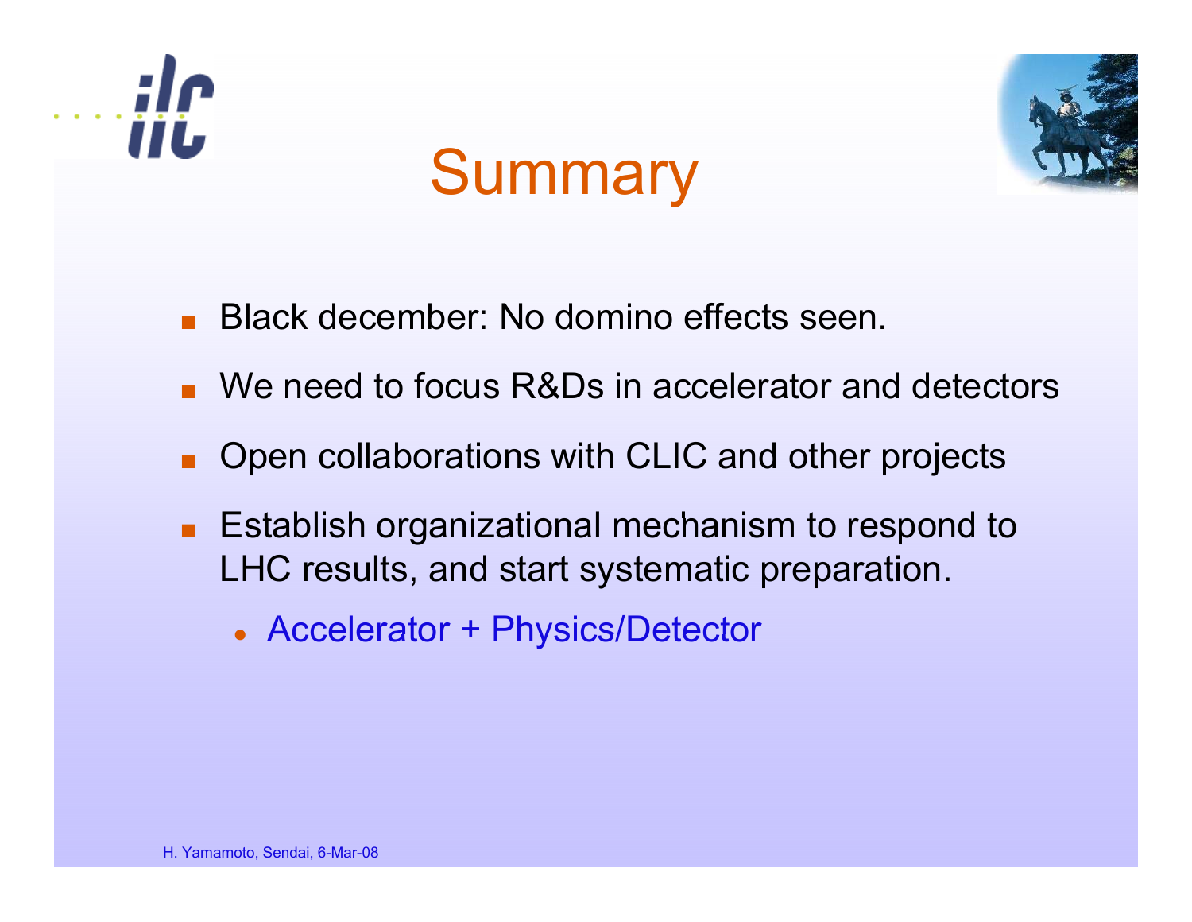# Summary

- Black december: No domino effects seen.
- We need to focus R&Ds in accelerator and detectors
- Open collaborations with CLIC and other projects
- Establish organizational mechanism to respond to LHC results, and start systematic preparation.
  - Accelerator + Physics/Detector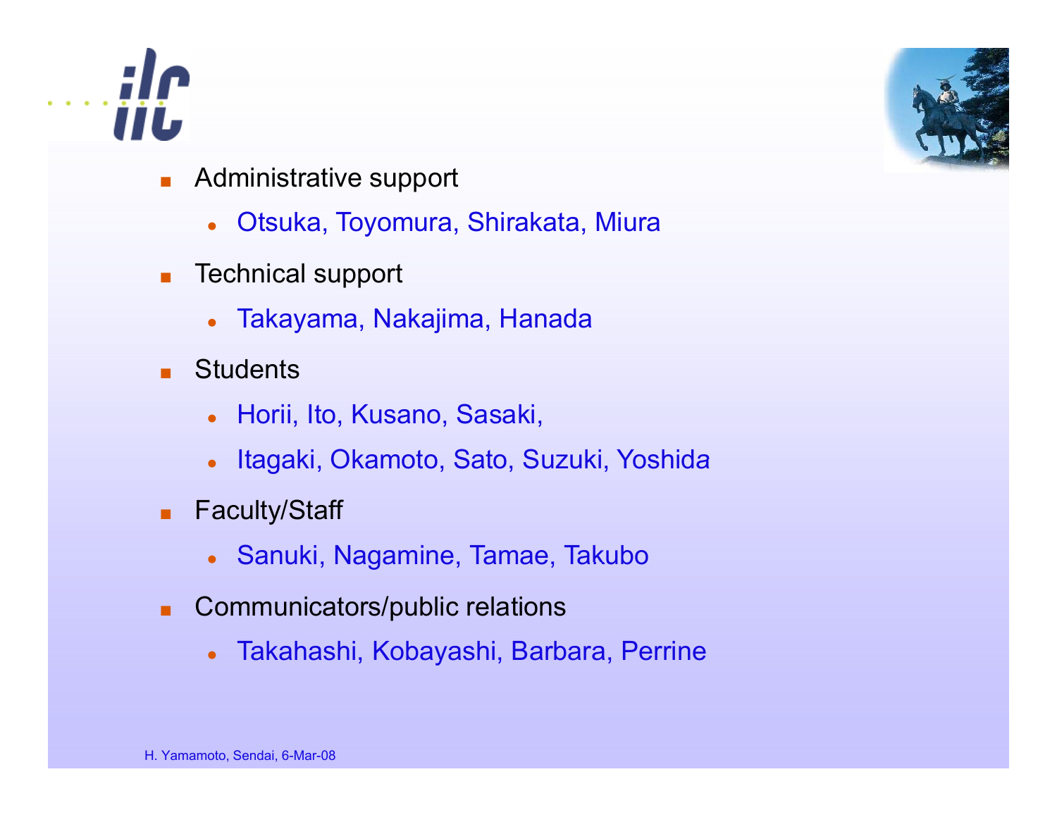- Administrative support
  - Otsuka, Toyomura, Shirakata, Miura
- Technical support
  - Takayama, Nakajima, Hanada
- Students
  - Horii, Ito, Kusano, Sasaki,
  - Itagaki, Okamoto, Sato, Suzuki, Yoshida
- Faculty/Staff
  - Sanuki, Nagamine, Tamae, Takubo
- Communicators/public relations
  - Takahashi, Kobayashi, Barbara, Perrine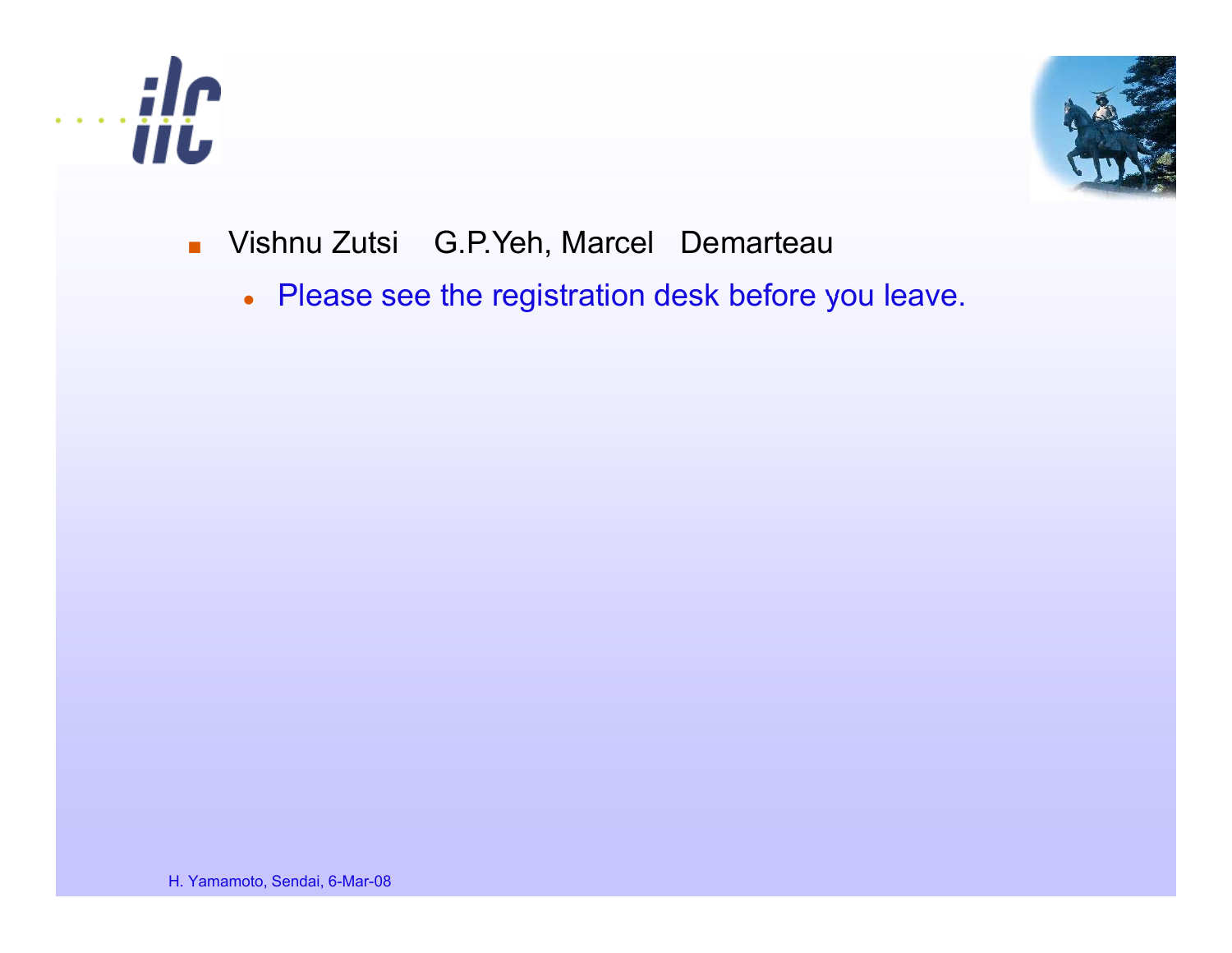- Vishnu Zutsi    G.P.Yeh, Marcel   Demarteau
  - Please see the registration desk before you leave.